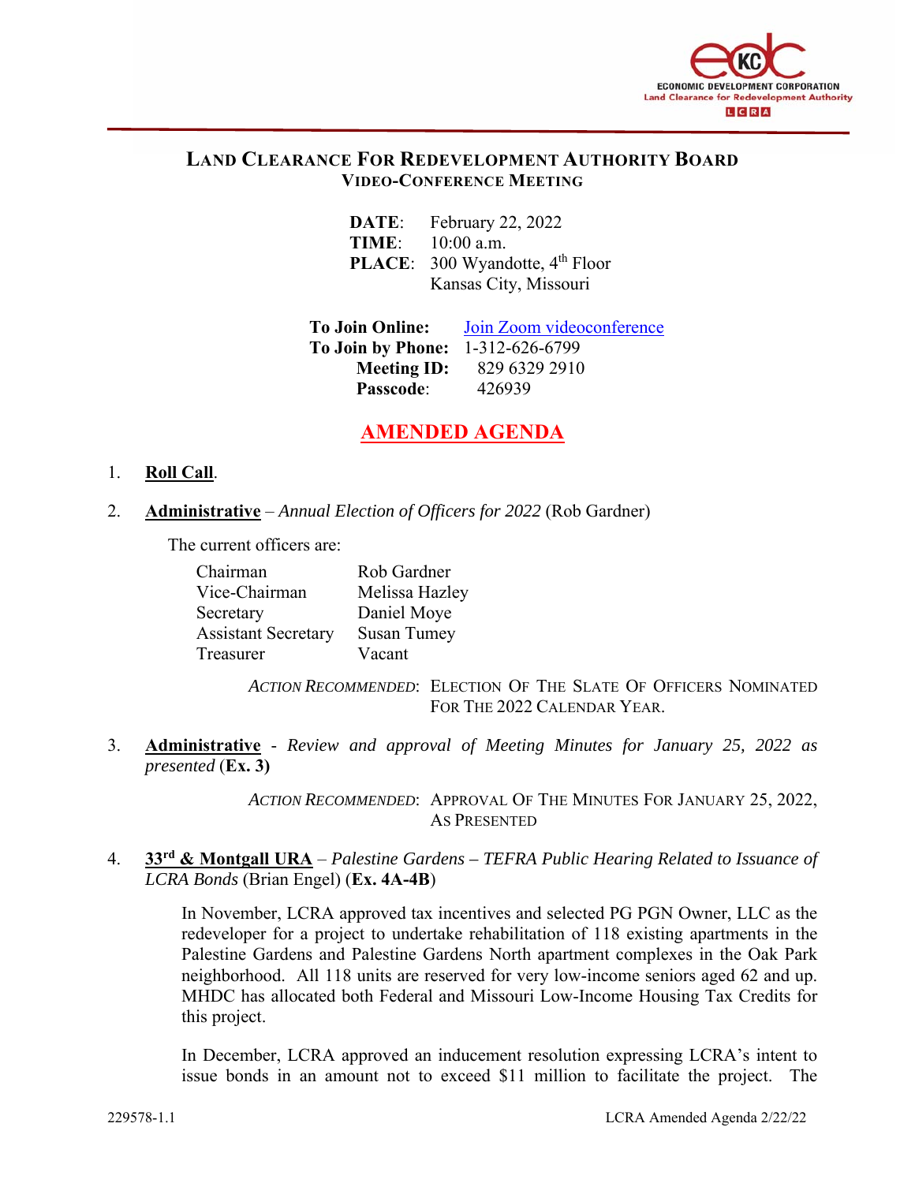# LAND CLEARANCE FOR REDEVELOPMENT AUTHORITY BOARD

## VIDEO-CONFERENCE MEETING

**DATE**: February 22, 2022
**TIME**: 10:00 a.m.
**PLACE**: 300 Wyandotte, 4th Floor
Kansas City, Missouri

**To Join Online:** Join Zoom videoconference
**To Join by Phone:** 1-312-626-6799
**Meeting ID:** 829 6329 2910
**Passcode**: 426939

## AMENDED AGENDA

1. **Roll Call**.

2. **Administrative** – *Annual Election of Officers for 2022* (Rob Gardner)

   The current officers are:

   | | |
   |---|---|
   | Chairman | Rob Gardner |
   | Vice-Chairman | Melissa Hazley |
   | Secretary | Daniel Moye |
   | Assistant Secretary | Susan Tumey |
   | Treasurer | Vacant |

   *ACTION RECOMMENDED*: ELECTION OF THE SLATE OF OFFICERS NOMINATED FOR THE 2022 CALENDAR YEAR.

3. **Administrative** - *Review and approval of Meeting Minutes for January 25, 2022 as presented* (**Ex. 3**)

   *ACTION RECOMMENDED*: APPROVAL OF THE MINUTES FOR JANUARY 25, 2022, AS PRESENTED

4. **33rd & Montgall URA** – *Palestine Gardens – TEFRA Public Hearing Related to Issuance of LCRA Bonds* (Brian Engel) (**Ex. 4A-4B**)

   In November, LCRA approved tax incentives and selected PG PGN Owner, LLC as the redeveloper for a project to undertake rehabilitation of 118 existing apartments in the Palestine Gardens and Palestine Gardens North apartment complexes in the Oak Park neighborhood. All 118 units are reserved for very low-income seniors aged 62 and up. MHDC has allocated both Federal and Missouri Low-Income Housing Tax Credits for this project.

   In December, LCRA approved an inducement resolution expressing LCRA's intent to issue bonds in an amount not to exceed $11 million to facilitate the project. The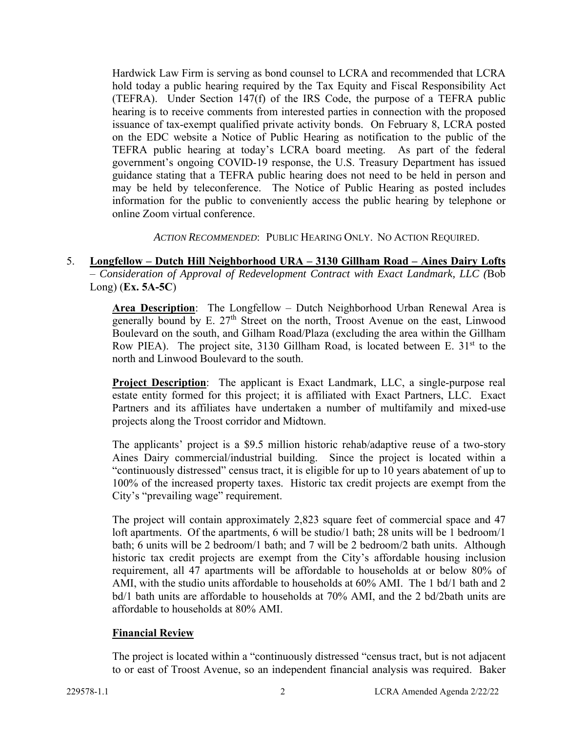Hardwick Law Firm is serving as bond counsel to LCRA and recommended that LCRA hold today a public hearing required by the Tax Equity and Fiscal Responsibility Act (TEFRA). Under Section 147(f) of the IRS Code, the purpose of a TEFRA public hearing is to receive comments from interested parties in connection with the proposed issuance of tax-exempt qualified private activity bonds. On February 8, LCRA posted on the EDC website a Notice of Public Hearing as notification to the public of the TEFRA public hearing at today's LCRA board meeting. As part of the federal government's ongoing COVID-19 response, the U.S. Treasury Department has issued guidance stating that a TEFRA public hearing does not need to be held in person and may be held by teleconference. The Notice of Public Hearing as posted includes information for the public to conveniently access the public hearing by telephone or online Zoom virtual conference.

*ACTION RECOMMENDED*: PUBLIC HEARING ONLY. NO ACTION REQUIRED.

5. **Longfellow – Dutch Hill Neighborhood URA – 3130 Gillham Road – Aines Dairy Lofts** – *Consideration of Approval of Redevelopment Contract with Exact Landmark, LLC (*Bob Long) (**Ex. 5A-5C**)

**Area Description**: The Longfellow – Dutch Neighborhood Urban Renewal Area is generally bound by E. 27th Street on the north, Troost Avenue on the east, Linwood Boulevard on the south, and Gilham Road/Plaza (excluding the area within the Gillham Row PIEA). The project site, 3130 Gillham Road, is located between E. 31st to the north and Linwood Boulevard to the south.

**Project Description**: The applicant is Exact Landmark, LLC, a single-purpose real estate entity formed for this project; it is affiliated with Exact Partners, LLC. Exact Partners and its affiliates have undertaken a number of multifamily and mixed-use projects along the Troost corridor and Midtown.

The applicants' project is a $9.5 million historic rehab/adaptive reuse of a two-story Aines Dairy commercial/industrial building. Since the project is located within a "continuously distressed" census tract, it is eligible for up to 10 years abatement of up to 100% of the increased property taxes. Historic tax credit projects are exempt from the City's "prevailing wage" requirement.

The project will contain approximately 2,823 square feet of commercial space and 47 loft apartments. Of the apartments, 6 will be studio/1 bath; 28 units will be 1 bedroom/1 bath; 6 units will be 2 bedroom/1 bath; and 7 will be 2 bedroom/2 bath units. Although historic tax credit projects are exempt from the City's affordable housing inclusion requirement, all 47 apartments will be affordable to households at or below 80% of AMI, with the studio units affordable to households at 60% AMI. The 1 bd/1 bath and 2 bd/1 bath units are affordable to households at 70% AMI, and the 2 bd/2bath units are affordable to households at 80% AMI.

**Financial Review**

The project is located within a "continuously distressed "census tract, but is not adjacent to or east of Troost Avenue, so an independent financial analysis was required. Baker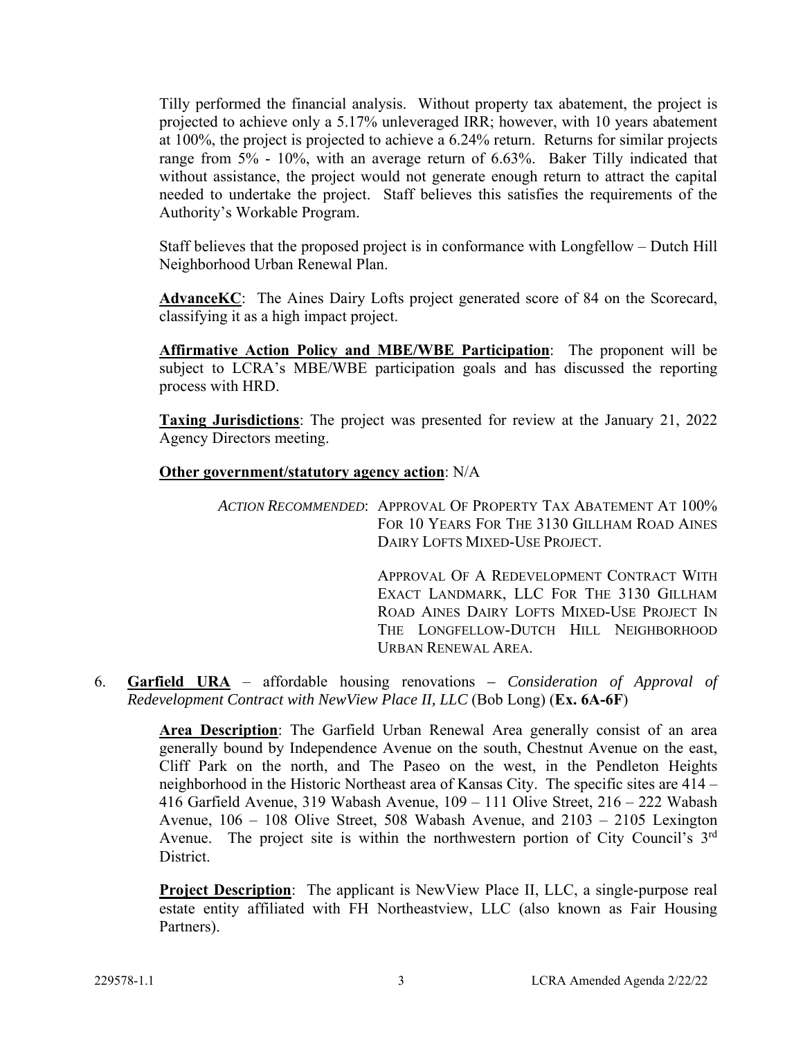Tilly performed the financial analysis. Without property tax abatement, the project is projected to achieve only a 5.17% unleveraged IRR; however, with 10 years abatement at 100%, the project is projected to achieve a 6.24% return. Returns for similar projects range from 5% - 10%, with an average return of 6.63%. Baker Tilly indicated that without assistance, the project would not generate enough return to attract the capital needed to undertake the project. Staff believes this satisfies the requirements of the Authority's Workable Program.

Staff believes that the proposed project is in conformance with Longfellow – Dutch Hill Neighborhood Urban Renewal Plan.

**AdvanceKC**: The Aines Dairy Lofts project generated score of 84 on the Scorecard, classifying it as a high impact project.

**Affirmative Action Policy and MBE/WBE Participation**: The proponent will be subject to LCRA's MBE/WBE participation goals and has discussed the reporting process with HRD.

**Taxing Jurisdictions**: The project was presented for review at the January 21, 2022 Agency Directors meeting.

**Other government/statutory agency action**: N/A

*ACTION RECOMMENDED*: APPROVAL OF PROPERTY TAX ABATEMENT AT 100% FOR 10 YEARS FOR THE 3130 GILLHAM ROAD AINES DAIRY LOFTS MIXED-USE PROJECT.

APPROVAL OF A REDEVELOPMENT CONTRACT WITH EXACT LANDMARK, LLC FOR THE 3130 GILLHAM ROAD AINES DAIRY LOFTS MIXED-USE PROJECT IN THE LONGFELLOW-DUTCH HILL NEIGHBORHOOD URBAN RENEWAL AREA.

6. **Garfield URA** – affordable housing renovations – *Consideration of Approval of Redevelopment Contract with NewView Place II, LLC* (Bob Long) (**Ex. 6A-6F**)

**Area Description**: The Garfield Urban Renewal Area generally consist of an area generally bound by Independence Avenue on the south, Chestnut Avenue on the east, Cliff Park on the north, and The Paseo on the west, in the Pendleton Heights neighborhood in the Historic Northeast area of Kansas City. The specific sites are 414 – 416 Garfield Avenue, 319 Wabash Avenue, 109 – 111 Olive Street, 216 – 222 Wabash Avenue, 106 – 108 Olive Street, 508 Wabash Avenue, and 2103 – 2105 Lexington Avenue. The project site is within the northwestern portion of City Council's 3rd District.

**Project Description**: The applicant is NewView Place II, LLC, a single-purpose real estate entity affiliated with FH Northeastview, LLC (also known as Fair Housing Partners).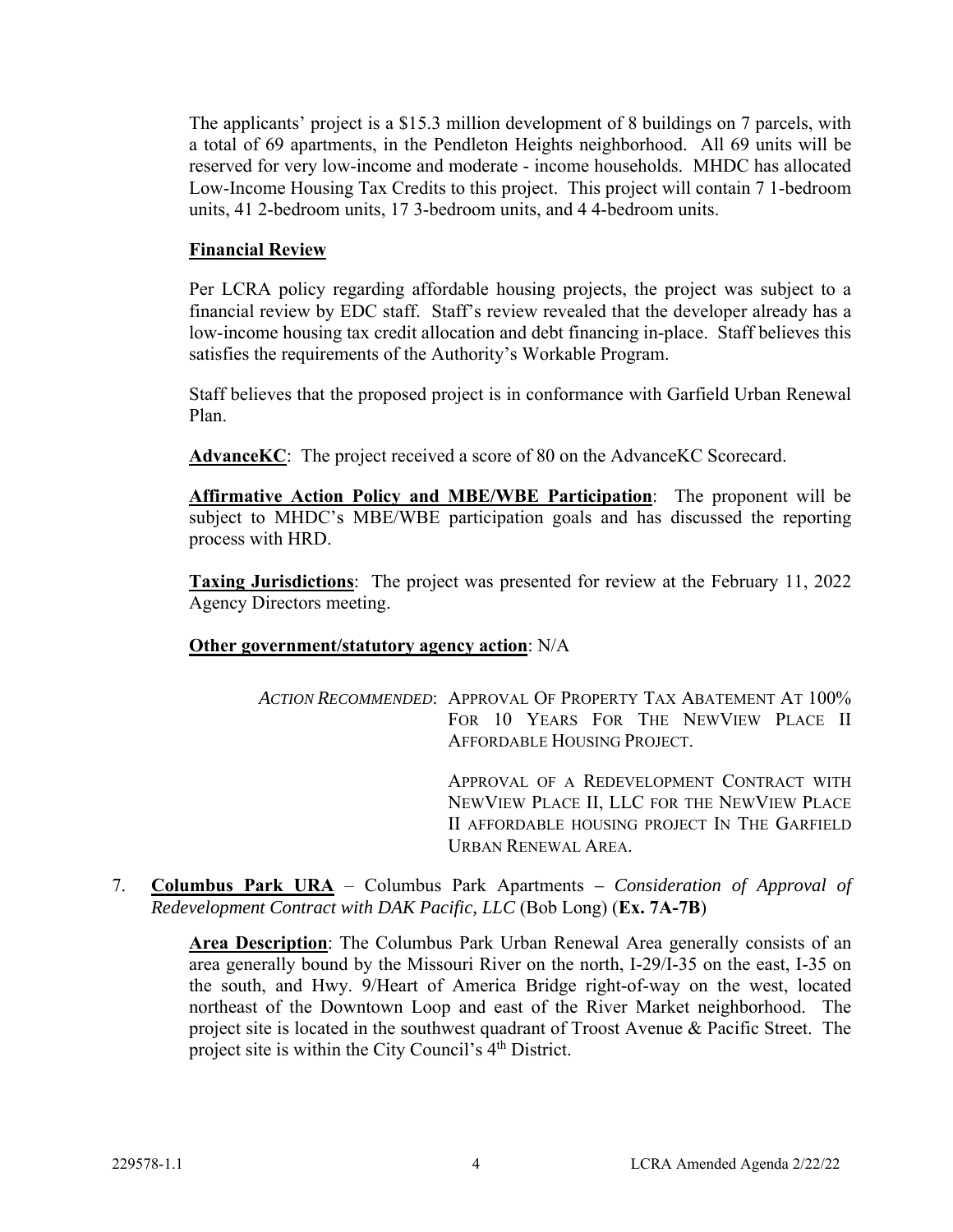The applicants' project is a $15.3 million development of 8 buildings on 7 parcels, with a total of 69 apartments, in the Pendleton Heights neighborhood. All 69 units will be reserved for very low-income and moderate - income households. MHDC has allocated Low-Income Housing Tax Credits to this project. This project will contain 7 1-bedroom units, 41 2-bedroom units, 17 3-bedroom units, and 4 4-bedroom units.

**Financial Review**

Per LCRA policy regarding affordable housing projects, the project was subject to a financial review by EDC staff. Staff's review revealed that the developer already has a low-income housing tax credit allocation and debt financing in-place. Staff believes this satisfies the requirements of the Authority's Workable Program.

Staff believes that the proposed project is in conformance with Garfield Urban Renewal Plan.

**AdvanceKC**: The project received a score of 80 on the AdvanceKC Scorecard.

**Affirmative Action Policy and MBE/WBE Participation**: The proponent will be subject to MHDC's MBE/WBE participation goals and has discussed the reporting process with HRD.

**Taxing Jurisdictions**: The project was presented for review at the February 11, 2022 Agency Directors meeting.

**Other government/statutory agency action**: N/A

*ACTION RECOMMENDED*: APPROVAL OF PROPERTY TAX ABATEMENT AT 100% FOR 10 YEARS FOR THE NEWVIEW PLACE II AFFORDABLE HOUSING PROJECT.

APPROVAL OF A REDEVELOPMENT CONTRACT WITH NEWVIEW PLACE II, LLC FOR THE NEWVIEW PLACE II AFFORDABLE HOUSING PROJECT IN THE GARFIELD URBAN RENEWAL AREA.

7. **Columbus Park URA** – Columbus Park Apartments – *Consideration of Approval of Redevelopment Contract with DAK Pacific, LLC* (Bob Long) (**Ex. 7A-7B**)

   **Area Description**: The Columbus Park Urban Renewal Area generally consists of an area generally bound by the Missouri River on the north, I-29/I-35 on the east, I-35 on the south, and Hwy. 9/Heart of America Bridge right-of-way on the west, located northeast of the Downtown Loop and east of the River Market neighborhood. The project site is located in the southwest quadrant of Troost Avenue & Pacific Street. The project site is within the City Council's 4th District.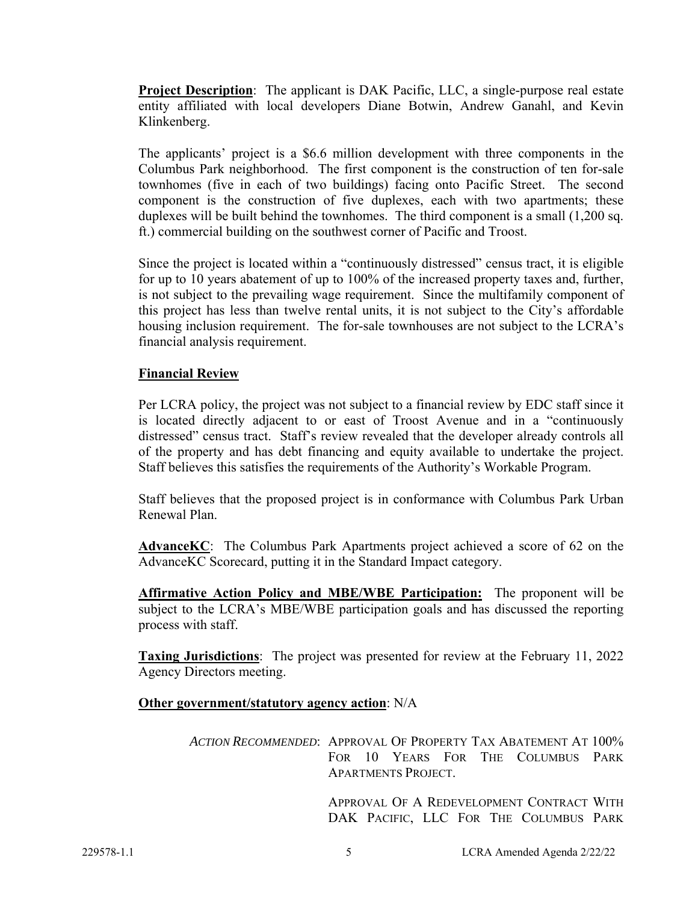**Project Description**: The applicant is DAK Pacific, LLC, a single-purpose real estate entity affiliated with local developers Diane Botwin, Andrew Ganahl, and Kevin Klinkenberg.

The applicants' project is a $6.6 million development with three components in the Columbus Park neighborhood. The first component is the construction of ten for-sale townhomes (five in each of two buildings) facing onto Pacific Street. The second component is the construction of five duplexes, each with two apartments; these duplexes will be built behind the townhomes. The third component is a small (1,200 sq. ft.) commercial building on the southwest corner of Pacific and Troost.

Since the project is located within a "continuously distressed" census tract, it is eligible for up to 10 years abatement of up to 100% of the increased property taxes and, further, is not subject to the prevailing wage requirement. Since the multifamily component of this project has less than twelve rental units, it is not subject to the City's affordable housing inclusion requirement. The for-sale townhouses are not subject to the LCRA's financial analysis requirement.

**Financial Review**

Per LCRA policy, the project was not subject to a financial review by EDC staff since it is located directly adjacent to or east of Troost Avenue and in a "continuously distressed" census tract. Staff's review revealed that the developer already controls all of the property and has debt financing and equity available to undertake the project. Staff believes this satisfies the requirements of the Authority's Workable Program.

Staff believes that the proposed project is in conformance with Columbus Park Urban Renewal Plan.

**AdvanceKC**: The Columbus Park Apartments project achieved a score of 62 on the AdvanceKC Scorecard, putting it in the Standard Impact category.

**Affirmative Action Policy and MBE/WBE Participation:** The proponent will be subject to the LCRA's MBE/WBE participation goals and has discussed the reporting process with staff.

**Taxing Jurisdictions**: The project was presented for review at the February 11, 2022 Agency Directors meeting.

**Other government/statutory agency action**: N/A

*ACTION RECOMMENDED*: APPROVAL OF PROPERTY TAX ABATEMENT AT 100% FOR 10 YEARS FOR THE COLUMBUS PARK APARTMENTS PROJECT.

APPROVAL OF A REDEVELOPMENT CONTRACT WITH DAK PACIFIC, LLC FOR THE COLUMBUS PARK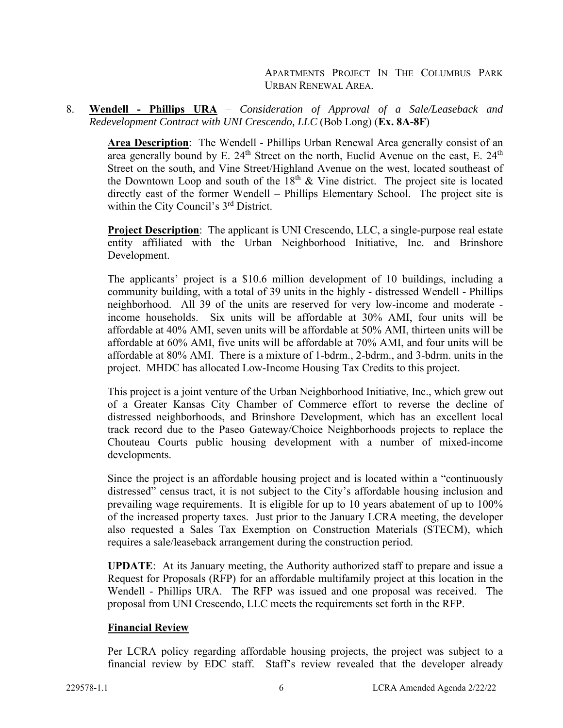APARTMENTS PROJECT IN THE COLUMBUS PARK URBAN RENEWAL AREA.

8. **Wendell - Phillips URA** – *Consideration of Approval of a Sale/Leaseback and Redevelopment Contract with UNI Crescendo, LLC* (Bob Long) (**Ex. 8A-8F**)

   **Area Description**: The Wendell - Phillips Urban Renewal Area generally consist of an area generally bound by E. 24th Street on the north, Euclid Avenue on the east, E. 24th Street on the south, and Vine Street/Highland Avenue on the west, located southeast of the Downtown Loop and south of the 18th & Vine district. The project site is located directly east of the former Wendell – Phillips Elementary School. The project site is within the City Council's 3rd District.

   **Project Description**: The applicant is UNI Crescendo, LLC, a single-purpose real estate entity affiliated with the Urban Neighborhood Initiative, Inc. and Brinshore Development.

   The applicants' project is a \$10.6 million development of 10 buildings, including a community building, with a total of 39 units in the highly - distressed Wendell - Phillips neighborhood. All 39 of the units are reserved for very low-income and moderate - income households. Six units will be affordable at 30% AMI, four units will be affordable at 40% AMI, seven units will be affordable at 50% AMI, thirteen units will be affordable at 60% AMI, five units will be affordable at 70% AMI, and four units will be affordable at 80% AMI. There is a mixture of 1-bdrm., 2-bdrm., and 3-bdrm. units in the project. MHDC has allocated Low-Income Housing Tax Credits to this project.

   This project is a joint venture of the Urban Neighborhood Initiative, Inc., which grew out of a Greater Kansas City Chamber of Commerce effort to reverse the decline of distressed neighborhoods, and Brinshore Development, which has an excellent local track record due to the Paseo Gateway/Choice Neighborhoods projects to replace the Chouteau Courts public housing development with a number of mixed-income developments.

   Since the project is an affordable housing project and is located within a "continuously distressed" census tract, it is not subject to the City's affordable housing inclusion and prevailing wage requirements. It is eligible for up to 10 years abatement of up to 100% of the increased property taxes. Just prior to the January LCRA meeting, the developer also requested a Sales Tax Exemption on Construction Materials (STECM), which requires a sale/leaseback arrangement during the construction period.

   **UPDATE**: At its January meeting, the Authority authorized staff to prepare and issue a Request for Proposals (RFP) for an affordable multifamily project at this location in the Wendell - Phillips URA. The RFP was issued and one proposal was received. The proposal from UNI Crescendo, LLC meets the requirements set forth in the RFP.

   **Financial Review**

   Per LCRA policy regarding affordable housing projects, the project was subject to a financial review by EDC staff. Staff's review revealed that the developer already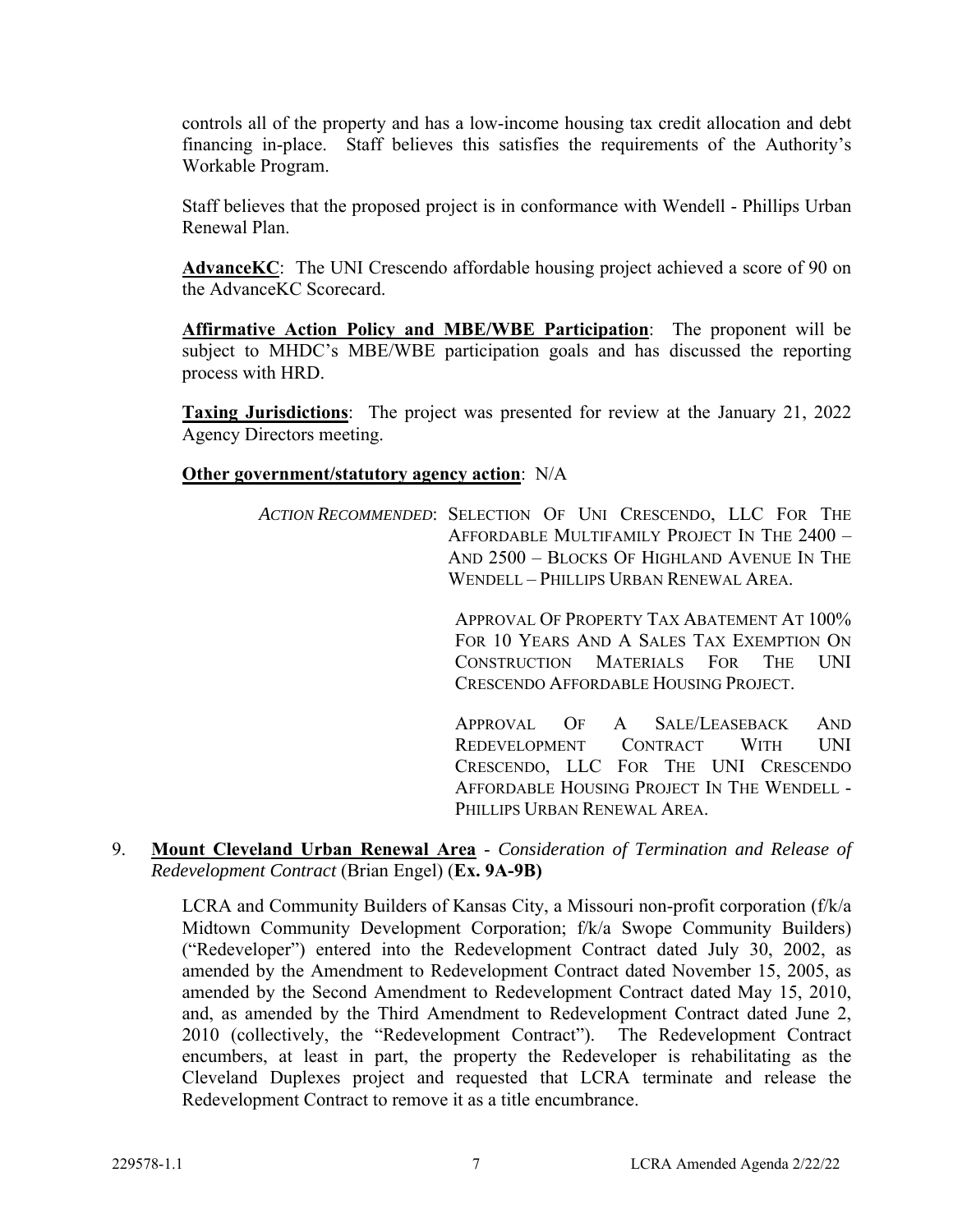controls all of the property and has a low-income housing tax credit allocation and debt financing in-place. Staff believes this satisfies the requirements of the Authority's Workable Program.

Staff believes that the proposed project is in conformance with Wendell - Phillips Urban Renewal Plan.

**AdvanceKC**: The UNI Crescendo affordable housing project achieved a score of 90 on the AdvanceKC Scorecard.

**Affirmative Action Policy and MBE/WBE Participation**: The proponent will be subject to MHDC's MBE/WBE participation goals and has discussed the reporting process with HRD.

**Taxing Jurisdictions**: The project was presented for review at the January 21, 2022 Agency Directors meeting.

**Other government/statutory agency action**: N/A

*ACTION RECOMMENDED*: SELECTION OF UNI CRESCENDO, LLC FOR THE AFFORDABLE MULTIFAMILY PROJECT IN THE 2400 – AND 2500 – BLOCKS OF HIGHLAND AVENUE IN THE WENDELL – PHILLIPS URBAN RENEWAL AREA.

APPROVAL OF PROPERTY TAX ABATEMENT AT 100% FOR 10 YEARS AND A SALES TAX EXEMPTION ON CONSTRUCTION MATERIALS FOR THE UNI CRESCENDO AFFORDABLE HOUSING PROJECT.

APPROVAL OF A SALE/LEASEBACK AND REDEVELOPMENT CONTRACT WITH UNI CRESCENDO, LLC FOR THE UNI CRESCENDO AFFORDABLE HOUSING PROJECT IN THE WENDELL - PHILLIPS URBAN RENEWAL AREA.

9. **Mount Cleveland Urban Renewal Area** - *Consideration of Termination and Release of Redevelopment Contract* (Brian Engel) (**Ex. 9A-9B)**

LCRA and Community Builders of Kansas City, a Missouri non-profit corporation (f/k/a Midtown Community Development Corporation; f/k/a Swope Community Builders) ("Redeveloper") entered into the Redevelopment Contract dated July 30, 2002, as amended by the Amendment to Redevelopment Contract dated November 15, 2005, as amended by the Second Amendment to Redevelopment Contract dated May 15, 2010, and, as amended by the Third Amendment to Redevelopment Contract dated June 2, 2010 (collectively, the "Redevelopment Contract"). The Redevelopment Contract encumbers, at least in part, the property the Redeveloper is rehabilitating as the Cleveland Duplexes project and requested that LCRA terminate and release the Redevelopment Contract to remove it as a title encumbrance.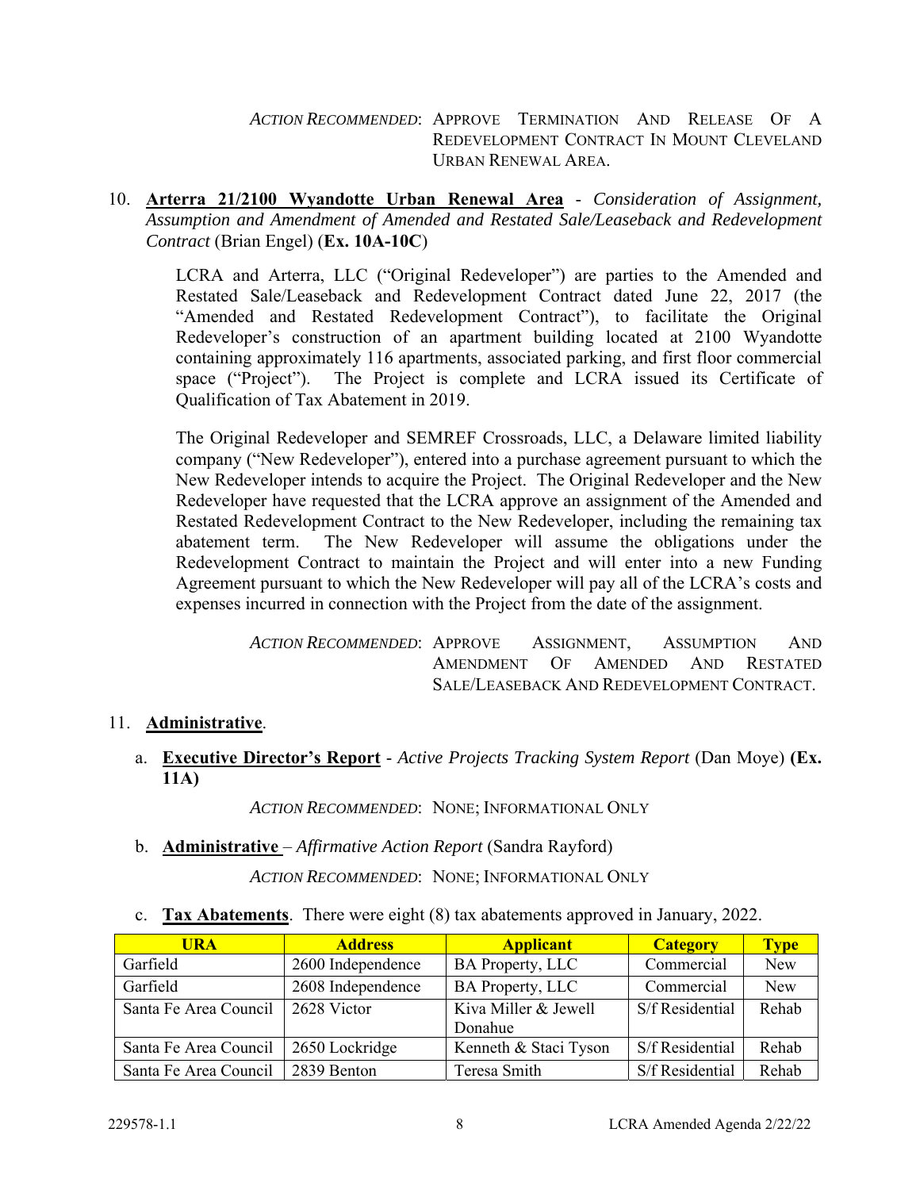*ACTION RECOMMENDED*: APPROVE TERMINATION AND RELEASE OF A REDEVELOPMENT CONTRACT IN MOUNT CLEVELAND URBAN RENEWAL AREA.

10. **Arterra 21/2100 Wyandotte Urban Renewal Area** - *Consideration of Assignment, Assumption and Amendment of Amended and Restated Sale/Leaseback and Redevelopment Contract* (Brian Engel) (**Ex. 10A-10C**)

    LCRA and Arterra, LLC ("Original Redeveloper") are parties to the Amended and Restated Sale/Leaseback and Redevelopment Contract dated June 22, 2017 (the "Amended and Restated Redevelopment Contract"), to facilitate the Original Redeveloper's construction of an apartment building located at 2100 Wyandotte containing approximately 116 apartments, associated parking, and first floor commercial space ("Project"). The Project is complete and LCRA issued its Certificate of Qualification of Tax Abatement in 2019.

    The Original Redeveloper and SEMREF Crossroads, LLC, a Delaware limited liability company ("New Redeveloper"), entered into a purchase agreement pursuant to which the New Redeveloper intends to acquire the Project. The Original Redeveloper and the New Redeveloper have requested that the LCRA approve an assignment of the Amended and Restated Redevelopment Contract to the New Redeveloper, including the remaining tax abatement term. The New Redeveloper will assume the obligations under the Redevelopment Contract to maintain the Project and will enter into a new Funding Agreement pursuant to which the New Redeveloper will pay all of the LCRA's costs and expenses incurred in connection with the Project from the date of the assignment.

    *ACTION RECOMMENDED*: APPROVE ASSIGNMENT, ASSUMPTION AND AMENDMENT OF AMENDED AND RESTATED SALE/LEASEBACK AND REDEVELOPMENT CONTRACT.

11. **Administrative**.

    a. **Executive Director's Report** - *Active Projects Tracking System Report* (Dan Moye) **(Ex. 11A)**

    *ACTION RECOMMENDED*: NONE; INFORMATIONAL ONLY

    b. **Administrative** – *Affirmative Action Report* (Sandra Rayford)

    *ACTION RECOMMENDED*: NONE; INFORMATIONAL ONLY

    c. **Tax Abatements**. There were eight (8) tax abatements approved in January, 2022.

| URA | Address | Applicant | Category | Type |
|---|---|---|---|---|
| Garfield | 2600 Independence | BA Property, LLC | Commercial | New |
| Garfield | 2608 Independence | BA Property, LLC | Commercial | New |
| Santa Fe Area Council | 2628 Victor | Kiva Miller & Jewell Donahue | S/f Residential | Rehab |
| Santa Fe Area Council | 2650 Lockridge | Kenneth & Staci Tyson | S/f Residential | Rehab |
| Santa Fe Area Council | 2839 Benton | Teresa Smith | S/f Residential | Rehab |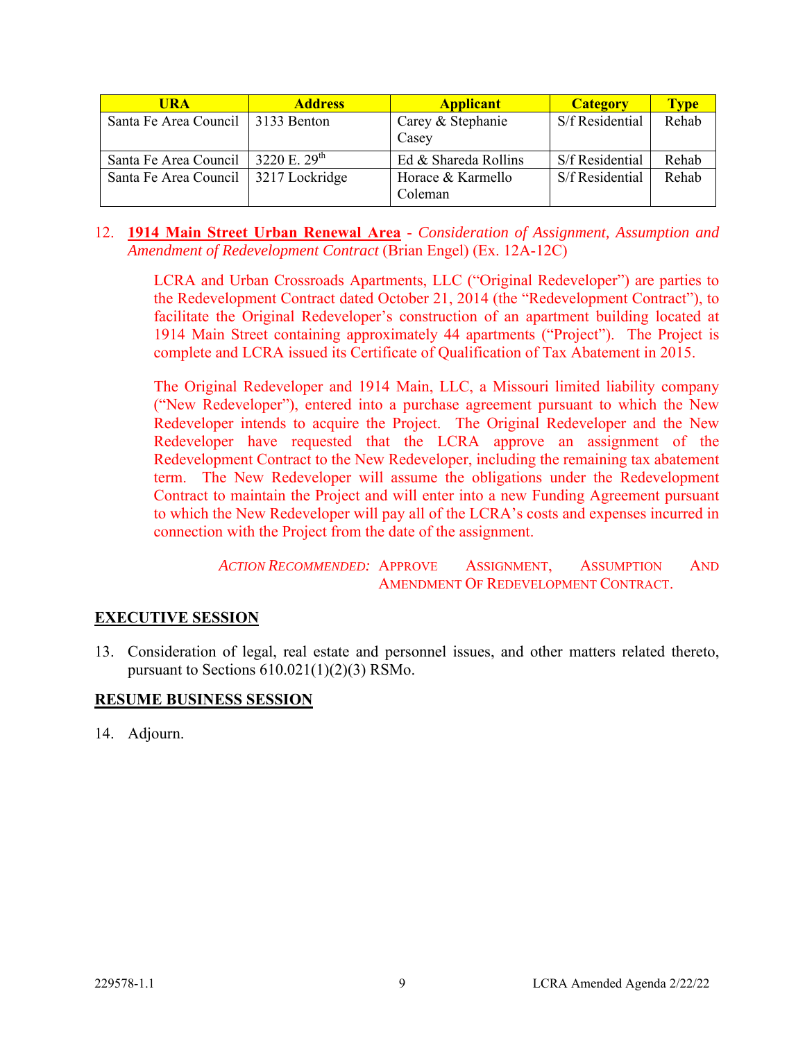| URA | Address | Applicant | Category | Type |
|---|---|---|---|---|
| Santa Fe Area Council | 3133 Benton | Carey & Stephanie Casey | S/f Residential | Rehab |
| Santa Fe Area Council | 3220 E. 29th | Ed & Shareda Rollins | S/f Residential | Rehab |
| Santa Fe Area Council | 3217 Lockridge | Horace & Karmello Coleman | S/f Residential | Rehab |

12. **<u>1914 Main Street Urban Renewal Area</u>** - *Consideration of Assignment, Assumption and Amendment of Redevelopment Contract* (Brian Engel) (Ex. 12A-12C)

    LCRA and Urban Crossroads Apartments, LLC ("Original Redeveloper") are parties to the Redevelopment Contract dated October 21, 2014 (the "Redevelopment Contract"), to facilitate the Original Redeveloper's construction of an apartment building located at 1914 Main Street containing approximately 44 apartments ("Project"). The Project is complete and LCRA issued its Certificate of Qualification of Tax Abatement in 2015.

    The Original Redeveloper and 1914 Main, LLC, a Missouri limited liability company ("New Redeveloper"), entered into a purchase agreement pursuant to which the New Redeveloper intends to acquire the Project. The Original Redeveloper and the New Redeveloper have requested that the LCRA approve an assignment of the Redevelopment Contract to the New Redeveloper, including the remaining tax abatement term. The New Redeveloper will assume the obligations under the Redevelopment Contract to maintain the Project and will enter into a new Funding Agreement pursuant to which the New Redeveloper will pay all of the LCRA's costs and expenses incurred in connection with the Project from the date of the assignment.

    *ACTION RECOMMENDED:* APPROVE ASSIGNMENT, ASSUMPTION AND AMENDMENT OF REDEVELOPMENT CONTRACT.

**<u>EXECUTIVE SESSION</u>**

13. Consideration of legal, real estate and personnel issues, and other matters related thereto, pursuant to Sections 610.021(1)(2)(3) RSMo.

**<u>RESUME BUSINESS SESSION</u>**

14. Adjourn.